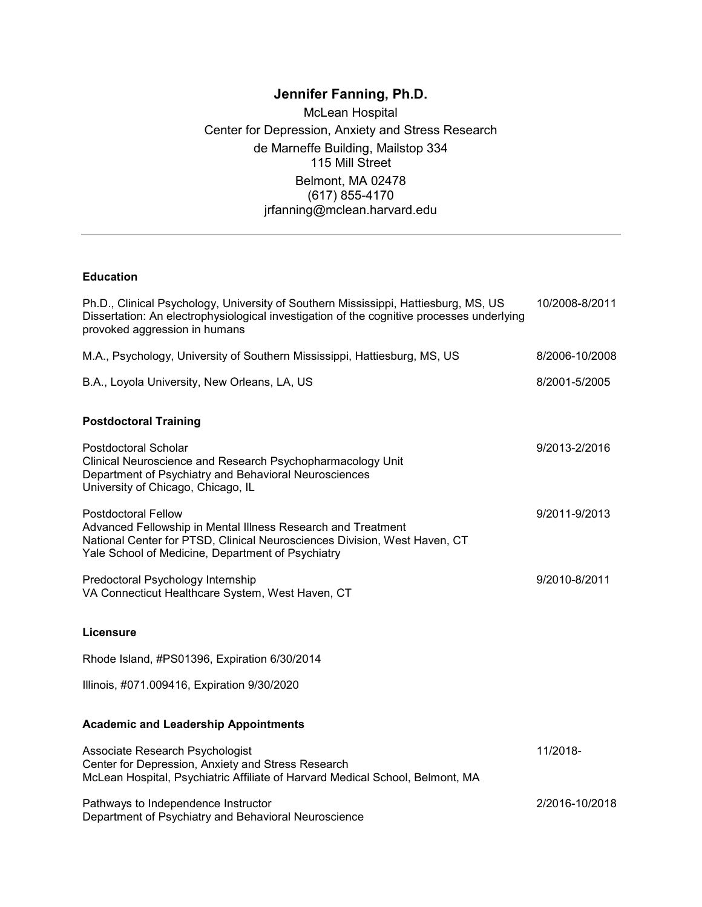# Jennifer Fanning, Ph.D.

McLean Hospital
Center for Depression, Anxiety and Stress Research
de Marneffe Building, Mailstop 334
115 Mill Street
Belmont, MA 02478
(617) 855-4170
jrfanning@mclean.harvard.edu

---

### Education

Ph.D., Clinical Psychology, University of Southern Mississippi, Hattiesburg, MS, US — 10/2008-8/2011
Dissertation: An electrophysiological investigation of the cognitive processes underlying provoked aggression in humans

M.A., Psychology, University of Southern Mississippi, Hattiesburg, MS, US — 8/2006-10/2008

B.A., Loyola University, New Orleans, LA, US — 8/2001-5/2005

### Postdoctoral Training

Postdoctoral Scholar — 9/2013-2/2016
Clinical Neuroscience and Research Psychopharmacology Unit
Department of Psychiatry and Behavioral Neurosciences
University of Chicago, Chicago, IL

Postdoctoral Fellow — 9/2011-9/2013
Advanced Fellowship in Mental Illness Research and Treatment
National Center for PTSD, Clinical Neurosciences Division, West Haven, CT
Yale School of Medicine, Department of Psychiatry

Predoctoral Psychology Internship — 9/2010-8/2011
VA Connecticut Healthcare System, West Haven, CT

### Licensure

Rhode Island, #PS01396, Expiration 6/30/2014

Illinois, #071.009416, Expiration 9/30/2020

### Academic and Leadership Appointments

Associate Research Psychologist — 11/2018-
Center for Depression, Anxiety and Stress Research
McLean Hospital, Psychiatric Affiliate of Harvard Medical School, Belmont, MA

Pathways to Independence Instructor — 2/2016-10/2018
Department of Psychiatry and Behavioral Neuroscience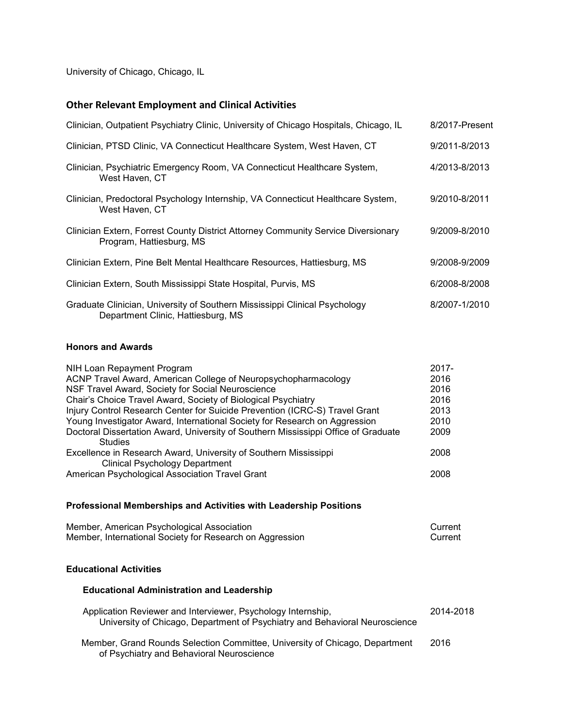University of Chicago, Chicago, IL

## Other Relevant Employment and Clinical Activities

| | |
|---|---|
| Clinician, Outpatient Psychiatry Clinic, University of Chicago Hospitals, Chicago, IL | 8/2017-Present |
| Clinician, PTSD Clinic, VA Connecticut Healthcare System, West Haven, CT | 9/2011-8/2013 |
| Clinician, Psychiatric Emergency Room, VA Connecticut Healthcare System, West Haven, CT | 4/2013-8/2013 |
| Clinician, Predoctoral Psychology Internship, VA Connecticut Healthcare System, West Haven, CT | 9/2010-8/2011 |
| Clinician Extern, Forrest County District Attorney Community Service Diversionary Program, Hattiesburg, MS | 9/2009-8/2010 |
| Clinician Extern, Pine Belt Mental Healthcare Resources, Hattiesburg, MS | 9/2008-9/2009 |
| Clinician Extern, South Mississippi State Hospital, Purvis, MS | 6/2008-8/2008 |
| Graduate Clinician, University of Southern Mississippi Clinical Psychology Department Clinic, Hattiesburg, MS | 8/2007-1/2010 |

### Honors and Awards

| | |
|---|---|
| NIH Loan Repayment Program | 2017- |
| ACNP Travel Award, American College of Neuropsychopharmacology | 2016 |
| NSF Travel Award, Society for Social Neuroscience | 2016 |
| Chair's Choice Travel Award, Society of Biological Psychiatry | 2016 |
| Injury Control Research Center for Suicide Prevention (ICRC-S) Travel Grant | 2013 |
| Young Investigator Award, International Society for Research on Aggression | 2010 |
| Doctoral Dissertation Award, University of Southern Mississippi Office of Graduate Studies | 2009 |
| Excellence in Research Award, University of Southern Mississippi Clinical Psychology Department | 2008 |
| American Psychological Association Travel Grant | 2008 |

### Professional Memberships and Activities with Leadership Positions

| | |
|---|---|
| Member, American Psychological Association | Current |
| Member, International Society for Research on Aggression | Current |

### Educational Activities

#### Educational Administration and Leadership

| | |
|---|---|
| Application Reviewer and Interviewer, Psychology Internship, University of Chicago, Department of Psychiatry and Behavioral Neuroscience | 2014-2018 |
| Member, Grand Rounds Selection Committee, University of Chicago, Department of Psychiatry and Behavioral Neuroscience | 2016 |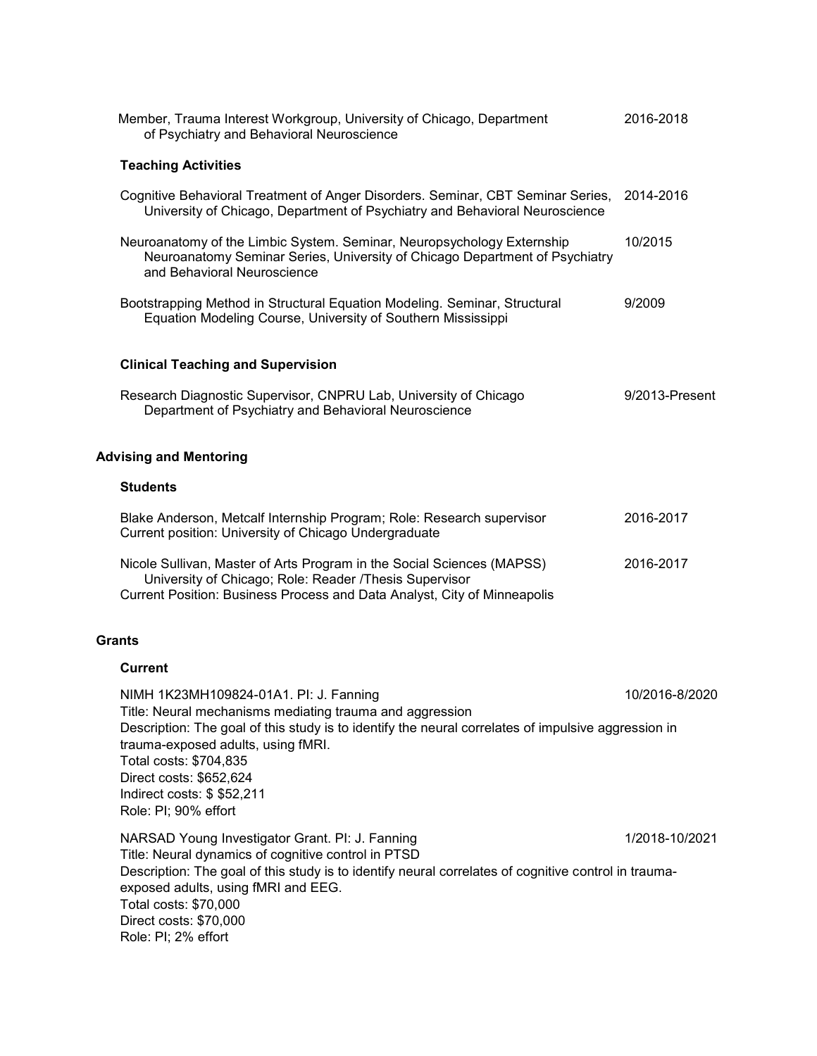Member, Trauma Interest Workgroup, University of Chicago, Department of Psychiatry and Behavioral Neuroscience — 2016-2018

### Teaching Activities

Cognitive Behavioral Treatment of Anger Disorders. Seminar, CBT Seminar Series, University of Chicago, Department of Psychiatry and Behavioral Neuroscience — 2014-2016

Neuroanatomy of the Limbic System. Seminar, Neuropsychology Externship Neuroanatomy Seminar Series, University of Chicago Department of Psychiatry and Behavioral Neuroscience — 10/2015

Bootstrapping Method in Structural Equation Modeling. Seminar, Structural Equation Modeling Course, University of Southern Mississippi — 9/2009

### Clinical Teaching and Supervision

Research Diagnostic Supervisor, CNPRU Lab, University of Chicago Department of Psychiatry and Behavioral Neuroscience — 9/2013-Present

## Advising and Mentoring

### Students

Blake Anderson, Metcalf Internship Program; Role: Research supervisor — 2016-2017
Current position: University of Chicago Undergraduate

Nicole Sullivan, Master of Arts Program in the Social Sciences (MAPSS) University of Chicago; Role: Reader /Thesis Supervisor — 2016-2017
Current Position: Business Process and Data Analyst, City of Minneapolis

## Grants

### Current

NIMH 1K23MH109824-01A1. PI: J. Fanning — 10/2016-8/2020
Title: Neural mechanisms mediating trauma and aggression
Description: The goal of this study is to identify the neural correlates of impulsive aggression in trauma-exposed adults, using fMRI.
Total costs: $704,835
Direct costs: $652,624
Indirect costs: $ $52,211
Role: PI; 90% effort

NARSAD Young Investigator Grant. PI: J. Fanning — 1/2018-10/2021
Title: Neural dynamics of cognitive control in PTSD
Description: The goal of this study is to identify neural correlates of cognitive control in trauma-exposed adults, using fMRI and EEG.
Total costs: $70,000
Direct costs: $70,000
Role: PI; 2% effort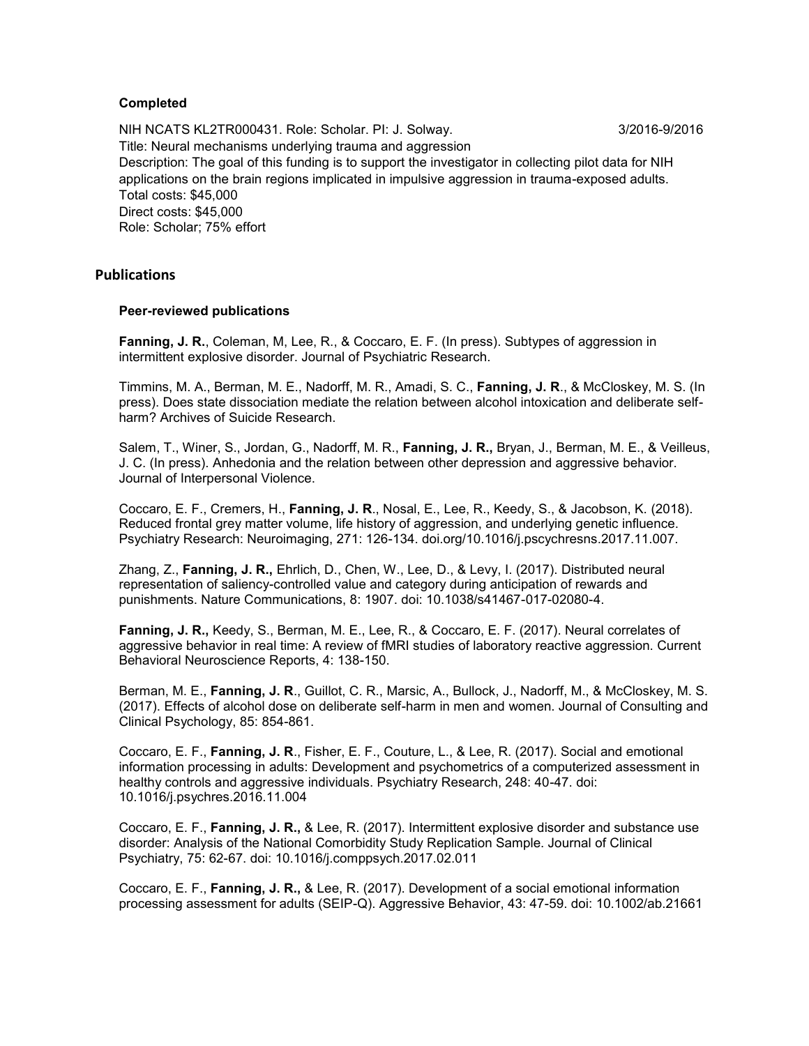**Completed**

NIH NCATS KL2TR000431. Role: Scholar. PI: J. Solway. 3/2016-9/2016
Title: Neural mechanisms underlying trauma and aggression
Description: The goal of this funding is to support the investigator in collecting pilot data for NIH applications on the brain regions implicated in impulsive aggression in trauma-exposed adults.
Total costs: $45,000
Direct costs: $45,000
Role: Scholar; 75% effort

## Publications

**Peer-reviewed publications**

**Fanning, J. R.**, Coleman, M, Lee, R., & Coccaro, E. F. (In press). Subtypes of aggression in intermittent explosive disorder. Journal of Psychiatric Research.

Timmins, M. A., Berman, M. E., Nadorff, M. R., Amadi, S. C., **Fanning, J. R**., & McCloskey, M. S. (In press). Does state dissociation mediate the relation between alcohol intoxication and deliberate self-harm? Archives of Suicide Research.

Salem, T., Winer, S., Jordan, G., Nadorff, M. R., **Fanning, J. R.,** Bryan, J., Berman, M. E., & Veilleus, J. C. (In press). Anhedonia and the relation between other depression and aggressive behavior. Journal of Interpersonal Violence.

Coccaro, E. F., Cremers, H., **Fanning, J. R**., Nosal, E., Lee, R., Keedy, S., & Jacobson, K. (2018). Reduced frontal grey matter volume, life history of aggression, and underlying genetic influence. Psychiatry Research: Neuroimaging, 271: 126-134. doi.org/10.1016/j.pscychresns.2017.11.007.

Zhang, Z., **Fanning, J. R.,** Ehrlich, D., Chen, W., Lee, D., & Levy, I. (2017). Distributed neural representation of saliency-controlled value and category during anticipation of rewards and punishments. Nature Communications, 8: 1907. doi: 10.1038/s41467-017-02080-4.

**Fanning, J. R.,** Keedy, S., Berman, M. E., Lee, R., & Coccaro, E. F. (2017). Neural correlates of aggressive behavior in real time: A review of fMRI studies of laboratory reactive aggression. Current Behavioral Neuroscience Reports, 4: 138-150.

Berman, M. E., **Fanning, J. R**., Guillot, C. R., Marsic, A., Bullock, J., Nadorff, M., & McCloskey, M. S. (2017). Effects of alcohol dose on deliberate self-harm in men and women. Journal of Consulting and Clinical Psychology, 85: 854-861.

Coccaro, E. F., **Fanning, J. R**., Fisher, E. F., Couture, L., & Lee, R. (2017). Social and emotional information processing in adults: Development and psychometrics of a computerized assessment in healthy controls and aggressive individuals. Psychiatry Research, 248: 40-47. doi: 10.1016/j.psychres.2016.11.004

Coccaro, E. F., **Fanning, J. R.,** & Lee, R. (2017). Intermittent explosive disorder and substance use disorder: Analysis of the National Comorbidity Study Replication Sample. Journal of Clinical Psychiatry, 75: 62-67. doi: 10.1016/j.comppsych.2017.02.011

Coccaro, E. F., **Fanning, J. R.,** & Lee, R. (2017). Development of a social emotional information processing assessment for adults (SEIP-Q). Aggressive Behavior, 43: 47-59. doi: 10.1002/ab.21661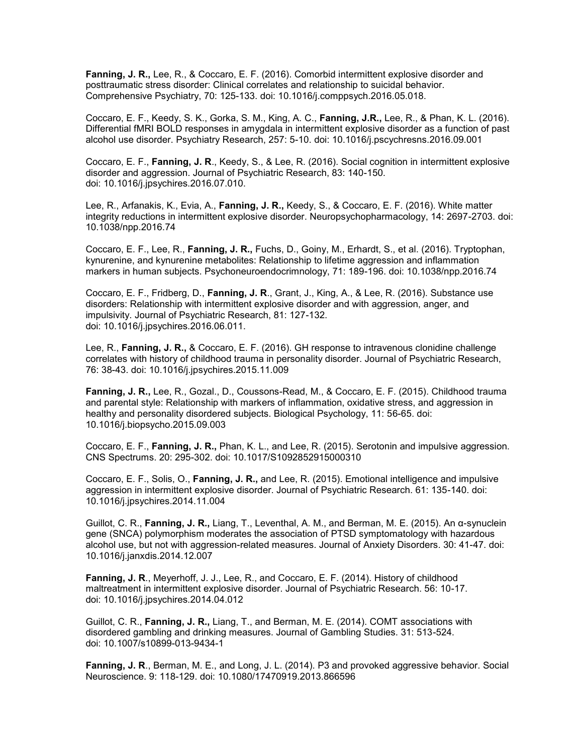**Fanning, J. R.,** Lee, R., & Coccaro, E. F. (2016). Comorbid intermittent explosive disorder and posttraumatic stress disorder: Clinical correlates and relationship to suicidal behavior. Comprehensive Psychiatry, 70: 125-133. doi: 10.1016/j.comppsych.2016.05.018.

Coccaro, E. F., Keedy, S. K., Gorka, S. M., King, A. C., **Fanning, J.R.,** Lee, R., & Phan, K. L. (2016). Differential fMRI BOLD responses in amygdala in intermittent explosive disorder as a function of past alcohol use disorder. Psychiatry Research, 257: 5-10. doi: 10.1016/j.pscychresns.2016.09.001

Coccaro, E. F., **Fanning, J. R**., Keedy, S., & Lee, R. (2016). Social cognition in intermittent explosive disorder and aggression. Journal of Psychiatric Research, 83: 140-150. doi: 10.1016/j.jpsychires.2016.07.010.

Lee, R., Arfanakis, K., Evia, A., **Fanning, J. R.,** Keedy, S., & Coccaro, E. F. (2016). White matter integrity reductions in intermittent explosive disorder. Neuropsychopharmacology, 14: 2697-2703. doi: 10.1038/npp.2016.74

Coccaro, E. F., Lee, R., **Fanning, J. R.,** Fuchs, D., Goiny, M., Erhardt, S., et al. (2016). Tryptophan, kynurenine, and kynurenine metabolites: Relationship to lifetime aggression and inflammation markers in human subjects. Psychoneuroendocrimnology, 71: 189-196. doi: 10.1038/npp.2016.74

Coccaro, E. F., Fridberg, D., **Fanning, J. R**., Grant, J., King, A., & Lee, R. (2016). Substance use disorders: Relationship with intermittent explosive disorder and with aggression, anger, and impulsivity. Journal of Psychiatric Research, 81: 127-132. doi: 10.1016/j.jpsychires.2016.06.011.

Lee, R., **Fanning, J. R.,** & Coccaro, E. F. (2016). GH response to intravenous clonidine challenge correlates with history of childhood trauma in personality disorder. Journal of Psychiatric Research, 76: 38-43. doi: 10.1016/j.jpsychires.2015.11.009

**Fanning, J. R.,** Lee, R., Gozal., D., Coussons-Read, M., & Coccaro, E. F. (2015). Childhood trauma and parental style: Relationship with markers of inflammation, oxidative stress, and aggression in healthy and personality disordered subjects. Biological Psychology, 11: 56-65. doi: 10.1016/j.biopsycho.2015.09.003

Coccaro, E. F., **Fanning, J. R.,** Phan, K. L., and Lee, R. (2015). Serotonin and impulsive aggression. CNS Spectrums. 20: 295-302. doi: 10.1017/S1092852915000310

Coccaro, E. F., Solis, O., **Fanning, J. R.,** and Lee, R. (2015). Emotional intelligence and impulsive aggression in intermittent explosive disorder. Journal of Psychiatric Research. 61: 135-140. doi: 10.1016/j.jpsychires.2014.11.004

Guillot, C. R., **Fanning, J. R.,** Liang, T., Leventhal, A. M., and Berman, M. E. (2015). An α-synuclein gene (SNCA) polymorphism moderates the association of PTSD symptomatology with hazardous alcohol use, but not with aggression-related measures. Journal of Anxiety Disorders. 30: 41-47. doi: 10.1016/j.janxdis.2014.12.007

**Fanning, J. R**., Meyerhoff, J. J., Lee, R., and Coccaro, E. F. (2014). History of childhood maltreatment in intermittent explosive disorder. Journal of Psychiatric Research. 56: 10-17. doi: 10.1016/j.jpsychires.2014.04.012

Guillot, C. R., **Fanning, J. R.,** Liang, T., and Berman, M. E. (2014). COMT associations with disordered gambling and drinking measures. Journal of Gambling Studies. 31: 513-524. doi: 10.1007/s10899-013-9434-1

**Fanning, J. R**., Berman, M. E., and Long, J. L. (2014). P3 and provoked aggressive behavior. Social Neuroscience. 9: 118-129. doi: 10.1080/17470919.2013.866596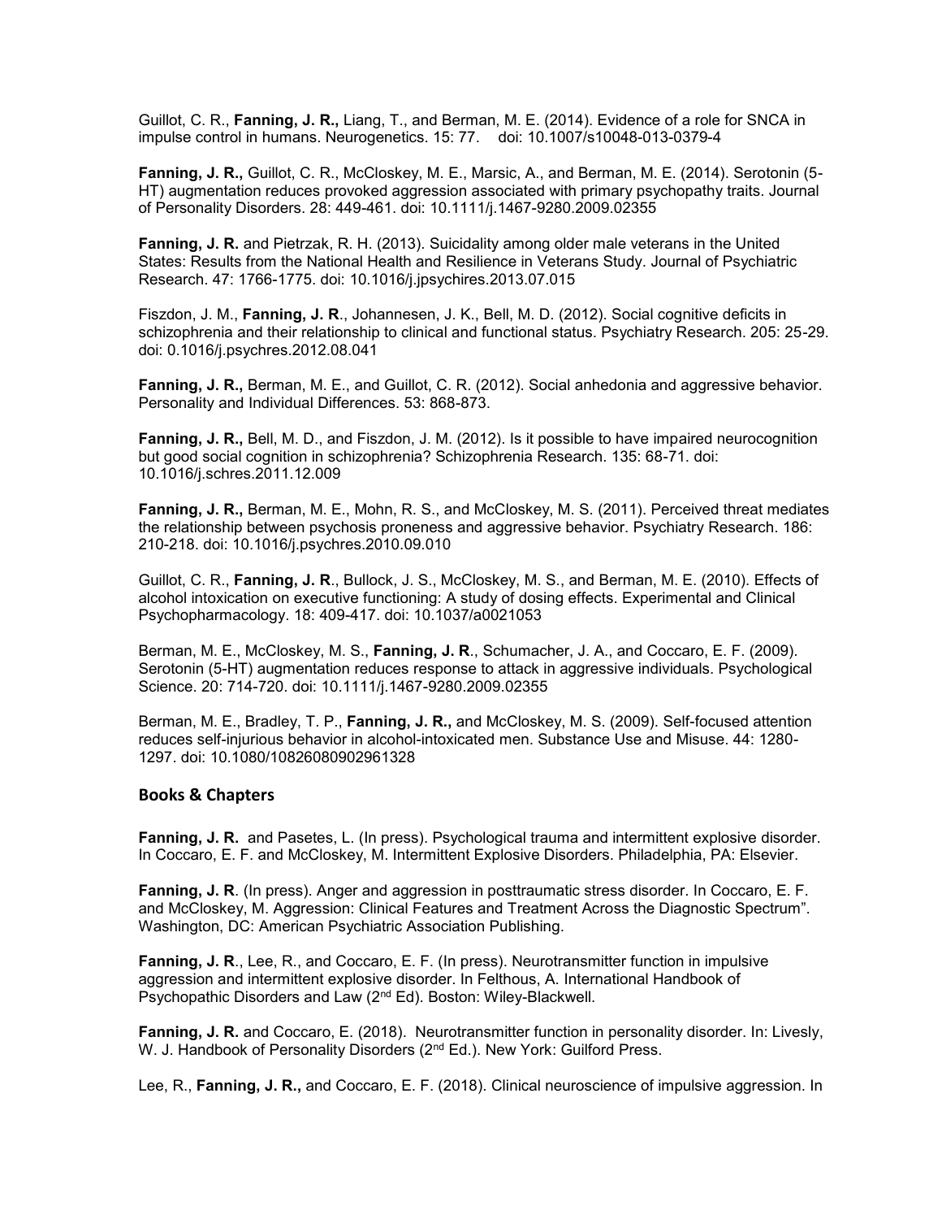Guillot, C. R., **Fanning, J. R.,** Liang, T., and Berman, M. E. (2014). Evidence of a role for SNCA in impulse control in humans. Neurogenetics. 15: 77. doi: 10.1007/s10048-013-0379-4

**Fanning, J. R.,** Guillot, C. R., McCloskey, M. E., Marsic, A., and Berman, M. E. (2014). Serotonin (5-HT) augmentation reduces provoked aggression associated with primary psychopathy traits. Journal of Personality Disorders. 28: 449-461. doi: 10.1111/j.1467-9280.2009.02355

**Fanning, J. R.** and Pietrzak, R. H. (2013). Suicidality among older male veterans in the United States: Results from the National Health and Resilience in Veterans Study. Journal of Psychiatric Research. 47: 1766-1775. doi: 10.1016/j.jpsychires.2013.07.015

Fiszdon, J. M., **Fanning, J. R**., Johannesen, J. K., Bell, M. D. (2012). Social cognitive deficits in schizophrenia and their relationship to clinical and functional status. Psychiatry Research. 205: 25-29. doi: 0.1016/j.psychres.2012.08.041

**Fanning, J. R.,** Berman, M. E., and Guillot, C. R. (2012). Social anhedonia and aggressive behavior. Personality and Individual Differences. 53: 868-873.

**Fanning, J. R.,** Bell, M. D., and Fiszdon, J. M. (2012). Is it possible to have impaired neurocognition but good social cognition in schizophrenia? Schizophrenia Research. 135: 68-71. doi: 10.1016/j.schres.2011.12.009

**Fanning, J. R.,** Berman, M. E., Mohn, R. S., and McCloskey, M. S. (2011). Perceived threat mediates the relationship between psychosis proneness and aggressive behavior. Psychiatry Research. 186: 210-218. doi: 10.1016/j.psychres.2010.09.010

Guillot, C. R., **Fanning, J. R**., Bullock, J. S., McCloskey, M. S., and Berman, M. E. (2010). Effects of alcohol intoxication on executive functioning: A study of dosing effects. Experimental and Clinical Psychopharmacology. 18: 409-417. doi: 10.1037/a0021053

Berman, M. E., McCloskey, M. S., **Fanning, J. R**., Schumacher, J. A., and Coccaro, E. F. (2009). Serotonin (5-HT) augmentation reduces response to attack in aggressive individuals. Psychological Science. 20: 714-720. doi: 10.1111/j.1467-9280.2009.02355

Berman, M. E., Bradley, T. P., **Fanning, J. R.,** and McCloskey, M. S. (2009). Self-focused attention reduces self-injurious behavior in alcohol-intoxicated men. Substance Use and Misuse. 44: 1280-1297. doi: 10.1080/10826080902961328

## Books & Chapters

**Fanning, J. R.** and Pasetes, L. (In press). Psychological trauma and intermittent explosive disorder. In Coccaro, E. F. and McCloskey, M. Intermittent Explosive Disorders. Philadelphia, PA: Elsevier.

**Fanning, J. R**. (In press). Anger and aggression in posttraumatic stress disorder. In Coccaro, E. F. and McCloskey, M. Aggression: Clinical Features and Treatment Across the Diagnostic Spectrum". Washington, DC: American Psychiatric Association Publishing.

**Fanning, J. R**., Lee, R., and Coccaro, E. F. (In press). Neurotransmitter function in impulsive aggression and intermittent explosive disorder. In Felthous, A. International Handbook of Psychopathic Disorders and Law (2nd Ed). Boston: Wiley-Blackwell.

**Fanning, J. R.** and Coccaro, E. (2018). Neurotransmitter function in personality disorder. In: Livesly, W. J. Handbook of Personality Disorders (2nd Ed.). New York: Guilford Press.

Lee, R., **Fanning, J. R.,** and Coccaro, E. F. (2018). Clinical neuroscience of impulsive aggression. In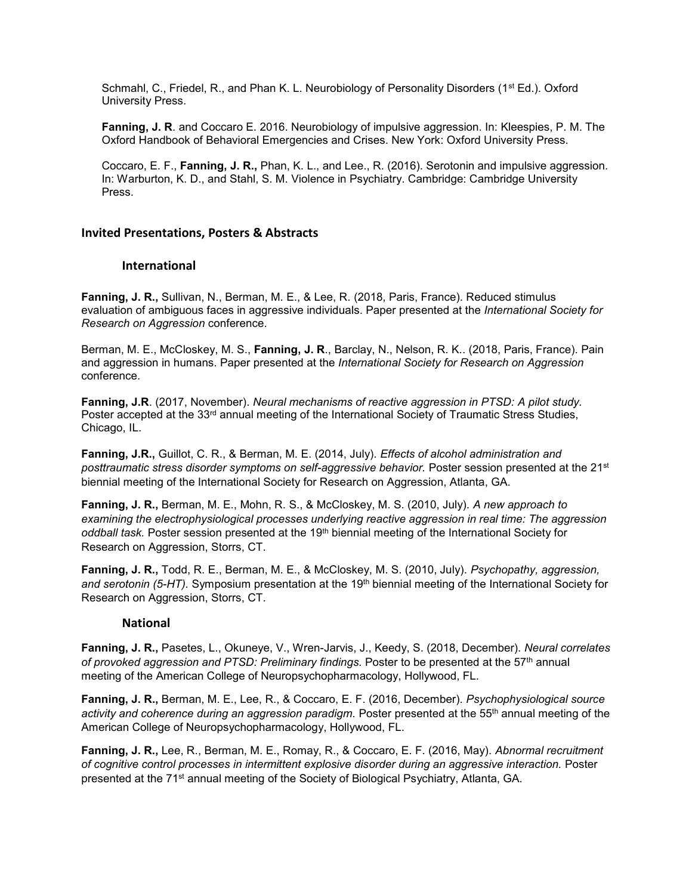Schmahl, C., Friedel, R., and Phan K. L. Neurobiology of Personality Disorders (1st Ed.). Oxford University Press.

**Fanning, J. R**. and Coccaro E. 2016. Neurobiology of impulsive aggression. In: Kleespies, P. M. The Oxford Handbook of Behavioral Emergencies and Crises. New York: Oxford University Press.

Coccaro, E. F., **Fanning, J. R.,** Phan, K. L., and Lee., R. (2016). Serotonin and impulsive aggression. In: Warburton, K. D., and Stahl, S. M. Violence in Psychiatry. Cambridge: Cambridge University Press.

## Invited Presentations, Posters & Abstracts

### International

**Fanning, J. R.,** Sullivan, N., Berman, M. E., & Lee, R. (2018, Paris, France). Reduced stimulus evaluation of ambiguous faces in aggressive individuals. Paper presented at the *International Society for Research on Aggression* conference.

Berman, M. E., McCloskey, M. S., **Fanning, J. R**., Barclay, N., Nelson, R. K.. (2018, Paris, France). Pain and aggression in humans. Paper presented at the *International Society for Research on Aggression* conference.

**Fanning, J.R**. (2017, November). *Neural mechanisms of reactive aggression in PTSD: A pilot study.* Poster accepted at the 33rd annual meeting of the International Society of Traumatic Stress Studies, Chicago, IL.

**Fanning, J.R.,** Guillot, C. R., & Berman, M. E. (2014, July). *Effects of alcohol administration and posttraumatic stress disorder symptoms on self-aggressive behavior.* Poster session presented at the 21st biennial meeting of the International Society for Research on Aggression, Atlanta, GA.

**Fanning, J. R.,** Berman, M. E., Mohn, R. S., & McCloskey, M. S. (2010, July). *A new approach to examining the electrophysiological processes underlying reactive aggression in real time: The aggression oddball task.* Poster session presented at the 19th biennial meeting of the International Society for Research on Aggression, Storrs, CT.

**Fanning, J. R.,** Todd, R. E., Berman, M. E., & McCloskey, M. S. (2010, July). *Psychopathy, aggression, and serotonin (5-HT).* Symposium presentation at the 19th biennial meeting of the International Society for Research on Aggression, Storrs, CT.

### National

**Fanning, J. R.,** Pasetes, L., Okuneye, V., Wren-Jarvis, J., Keedy, S. (2018, December). *Neural correlates of provoked aggression and PTSD: Preliminary findings.* Poster to be presented at the 57th annual meeting of the American College of Neuropsychopharmacology, Hollywood, FL.

**Fanning, J. R.,** Berman, M. E., Lee, R., & Coccaro, E. F. (2016, December). *Psychophysiological source activity and coherence during an aggression paradigm.* Poster presented at the 55th annual meeting of the American College of Neuropsychopharmacology, Hollywood, FL.

**Fanning, J. R.,** Lee, R., Berman, M. E., Romay, R., & Coccaro, E. F. (2016, May). *Abnormal recruitment of cognitive control processes in intermittent explosive disorder during an aggressive interaction.* Poster presented at the 71st annual meeting of the Society of Biological Psychiatry, Atlanta, GA.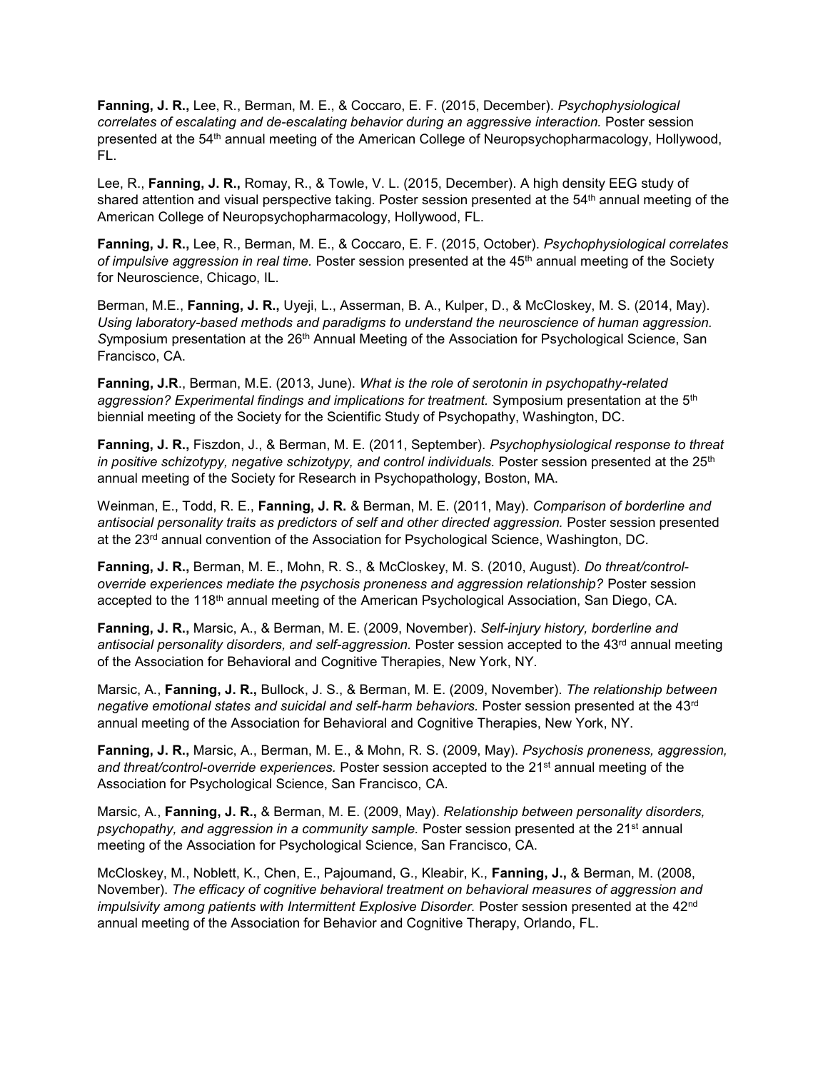**Fanning, J. R.,** Lee, R., Berman, M. E., & Coccaro, E. F. (2015, December). *Psychophysiological correlates of escalating and de-escalating behavior during an aggressive interaction.* Poster session presented at the 54th annual meeting of the American College of Neuropsychopharmacology, Hollywood, FL.

Lee, R., **Fanning, J. R.,** Romay, R., & Towle, V. L. (2015, December). A high density EEG study of shared attention and visual perspective taking. Poster session presented at the 54th annual meeting of the American College of Neuropsychopharmacology, Hollywood, FL.

**Fanning, J. R.,** Lee, R., Berman, M. E., & Coccaro, E. F. (2015, October). *Psychophysiological correlates of impulsive aggression in real time.* Poster session presented at the 45th annual meeting of the Society for Neuroscience, Chicago, IL.

Berman, M.E., **Fanning, J. R.,** Uyeji, L., Asserman, B. A., Kulper, D., & McCloskey, M. S. (2014, May). *Using laboratory-based methods and paradigms to understand the neuroscience of human aggression.* Symposium presentation at the 26th Annual Meeting of the Association for Psychological Science, San Francisco, CA.

**Fanning, J.R**., Berman, M.E. (2013, June). *What is the role of serotonin in psychopathy-related aggression? Experimental findings and implications for treatment.* Symposium presentation at the 5th biennial meeting of the Society for the Scientific Study of Psychopathy, Washington, DC.

**Fanning, J. R.,** Fiszdon, J., & Berman, M. E. (2011, September). *Psychophysiological response to threat in positive schizotypy, negative schizotypy, and control individuals.* Poster session presented at the 25th annual meeting of the Society for Research in Psychopathology, Boston, MA.

Weinman, E., Todd, R. E., **Fanning, J. R.** & Berman, M. E. (2011, May). *Comparison of borderline and antisocial personality traits as predictors of self and other directed aggression.* Poster session presented at the 23rd annual convention of the Association for Psychological Science, Washington, DC.

**Fanning, J. R.,** Berman, M. E., Mohn, R. S., & McCloskey, M. S. (2010, August). *Do threat/control-override experiences mediate the psychosis proneness and aggression relationship?* Poster session accepted to the 118th annual meeting of the American Psychological Association, San Diego, CA.

**Fanning, J. R.,** Marsic, A., & Berman, M. E. (2009, November). *Self-injury history, borderline and antisocial personality disorders, and self-aggression.* Poster session accepted to the 43rd annual meeting of the Association for Behavioral and Cognitive Therapies, New York, NY.

Marsic, A., **Fanning, J. R.,** Bullock, J. S., & Berman, M. E. (2009, November). *The relationship between negative emotional states and suicidal and self-harm behaviors.* Poster session presented at the 43rd annual meeting of the Association for Behavioral and Cognitive Therapies, New York, NY.

**Fanning, J. R.,** Marsic, A., Berman, M. E., & Mohn, R. S. (2009, May). *Psychosis proneness, aggression, and threat/control-override experiences.* Poster session accepted to the 21st annual meeting of the Association for Psychological Science, San Francisco, CA.

Marsic, A., **Fanning, J. R.,** & Berman, M. E. (2009, May). *Relationship between personality disorders, psychopathy, and aggression in a community sample.* Poster session presented at the 21st annual meeting of the Association for Psychological Science, San Francisco, CA.

McCloskey, M., Noblett, K., Chen, E., Pajoumand, G., Kleabir, K., **Fanning, J.,** & Berman, M. (2008, November). *The efficacy of cognitive behavioral treatment on behavioral measures of aggression and impulsivity among patients with Intermittent Explosive Disorder.* Poster session presented at the 42nd annual meeting of the Association for Behavior and Cognitive Therapy, Orlando, FL.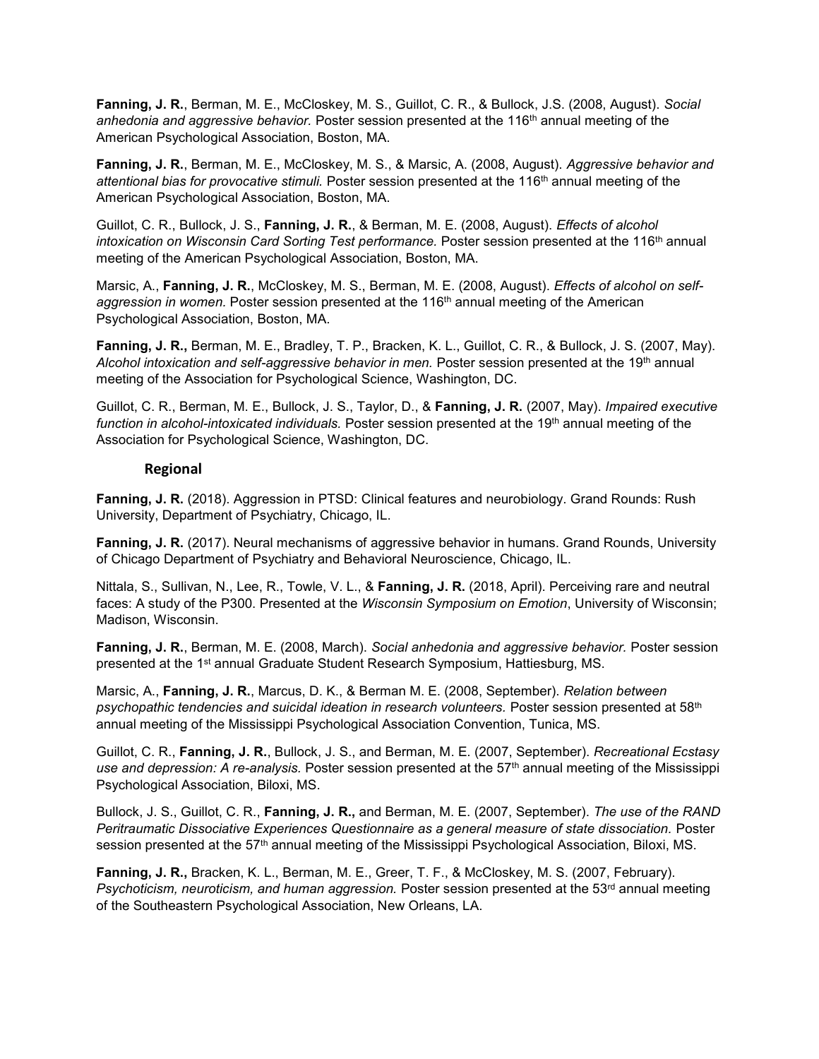**Fanning, J. R.**, Berman, M. E., McCloskey, M. S., Guillot, C. R., & Bullock, J.S. (2008, August). *Social anhedonia and aggressive behavior.* Poster session presented at the 116th annual meeting of the American Psychological Association, Boston, MA.

**Fanning, J. R.**, Berman, M. E., McCloskey, M. S., & Marsic, A. (2008, August). *Aggressive behavior and attentional bias for provocative stimuli.* Poster session presented at the 116th annual meeting of the American Psychological Association, Boston, MA.

Guillot, C. R., Bullock, J. S., **Fanning, J. R.**, & Berman, M. E. (2008, August). *Effects of alcohol intoxication on Wisconsin Card Sorting Test performance.* Poster session presented at the 116th annual meeting of the American Psychological Association, Boston, MA.

Marsic, A., **Fanning, J. R.**, McCloskey, M. S., Berman, M. E. (2008, August). *Effects of alcohol on self-aggression in women.* Poster session presented at the 116th annual meeting of the American Psychological Association, Boston, MA.

**Fanning, J. R.,** Berman, M. E., Bradley, T. P., Bracken, K. L., Guillot, C. R., & Bullock, J. S. (2007, May). *Alcohol intoxication and self-aggressive behavior in men.* Poster session presented at the 19th annual meeting of the Association for Psychological Science, Washington, DC.

Guillot, C. R., Berman, M. E., Bullock, J. S., Taylor, D., & **Fanning, J. R.** (2007, May). *Impaired executive function in alcohol-intoxicated individuals.* Poster session presented at the 19th annual meeting of the Association for Psychological Science, Washington, DC.

### Regional

**Fanning, J. R.** (2018). Aggression in PTSD: Clinical features and neurobiology. Grand Rounds: Rush University, Department of Psychiatry, Chicago, IL.

**Fanning, J. R.** (2017). Neural mechanisms of aggressive behavior in humans. Grand Rounds, University of Chicago Department of Psychiatry and Behavioral Neuroscience, Chicago, IL.

Nittala, S., Sullivan, N., Lee, R., Towle, V. L., & **Fanning, J. R.** (2018, April). Perceiving rare and neutral faces: A study of the P300. Presented at the *Wisconsin Symposium on Emotion*, University of Wisconsin; Madison, Wisconsin.

**Fanning, J. R.**, Berman, M. E. (2008, March). *Social anhedonia and aggressive behavior.* Poster session presented at the 1st annual Graduate Student Research Symposium, Hattiesburg, MS.

Marsic, A., **Fanning, J. R.**, Marcus, D. K., & Berman M. E. (2008, September). *Relation between psychopathic tendencies and suicidal ideation in research volunteers.* Poster session presented at 58th annual meeting of the Mississippi Psychological Association Convention, Tunica, MS.

Guillot, C. R., **Fanning, J. R.**, Bullock, J. S., and Berman, M. E. (2007, September). *Recreational Ecstasy use and depression: A re-analysis.* Poster session presented at the 57th annual meeting of the Mississippi Psychological Association, Biloxi, MS.

Bullock, J. S., Guillot, C. R., **Fanning, J. R.,** and Berman, M. E. (2007, September). *The use of the RAND Peritraumatic Dissociative Experiences Questionnaire as a general measure of state dissociation.* Poster session presented at the 57th annual meeting of the Mississippi Psychological Association, Biloxi, MS.

**Fanning, J. R.,** Bracken, K. L., Berman, M. E., Greer, T. F., & McCloskey, M. S. (2007, February). *Psychoticism, neuroticism, and human aggression.* Poster session presented at the 53rd annual meeting of the Southeastern Psychological Association, New Orleans, LA.